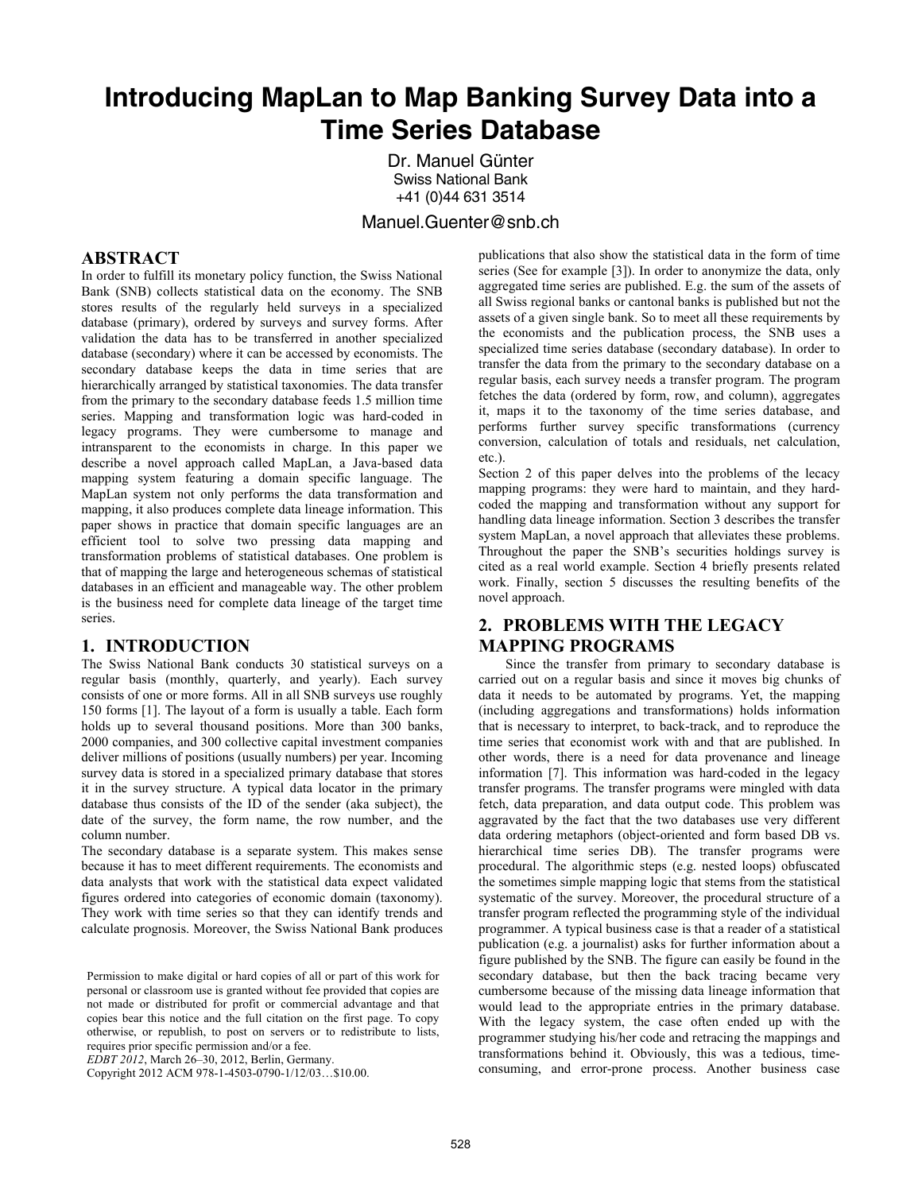# Introducing MapLan to Map Banking Survey Data into a Time Series Database

Dr. Manuel Günter
Swiss National Bank
+41 (0)44 631 3514
Manuel.Guenter@snb.ch

## ABSTRACT

In order to fulfill its monetary policy function, the Swiss National Bank (SNB) collects statistical data on the economy. The SNB stores results of the regularly held surveys in a specialized database (primary), ordered by surveys and survey forms. After validation the data has to be transferred in another specialized database (secondary) where it can be accessed by economists. The secondary database keeps the data in time series that are hierarchically arranged by statistical taxonomies. The data transfer from the primary to the secondary database feeds 1.5 million time series. Mapping and transformation logic was hard-coded in legacy programs. They were cumbersome to manage and intransparent to the economists in charge. In this paper we describe a novel approach called MapLan, a Java-based data mapping system featuring a domain specific language. The MapLan system not only performs the data transformation and mapping, it also produces complete data lineage information. This paper shows in practice that domain specific languages are an efficient tool to solve two pressing data mapping and transformation problems of statistical databases. One problem is that of mapping the large and heterogeneous schemas of statistical databases in an efficient and manageable way. The other problem is the business need for complete data lineage of the target time series.

## 1. INTRODUCTION

The Swiss National Bank conducts 30 statistical surveys on a regular basis (monthly, quarterly, and yearly). Each survey consists of one or more forms. All in all SNB surveys use roughly 150 forms [1]. The layout of a form is usually a table. Each form holds up to several thousand positions. More than 300 banks, 2000 companies, and 300 collective capital investment companies deliver millions of positions (usually numbers) per year. Incoming survey data is stored in a specialized primary database that stores it in the survey structure. A typical data locator in the primary database thus consists of the ID of the sender (aka subject), the date of the survey, the form name, the row number, and the column number.

The secondary database is a separate system. This makes sense because it has to meet different requirements. The economists and data analysts that work with the statistical data expect validated figures ordered into categories of economic domain (taxonomy). They work with time series so that they can identify trends and calculate prognosis. Moreover, the Swiss National Bank produces publications that also show the statistical data in the form of time series (See for example [3]). In order to anonymize the data, only aggregated time series are published. E.g. the sum of the assets of all Swiss regional banks or cantonal banks is published but not the assets of a given single bank. So to meet all these requirements by the economists and the publication process, the SNB uses a specialized time series database (secondary database). In order to transfer the data from the primary to the secondary database on a regular basis, each survey needs a transfer program. The program fetches the data (ordered by form, row, and column), aggregates it, maps it to the taxonomy of the time series database, and performs further survey specific transformations (currency conversion, calculation of totals and residuals, net calculation, etc.).

Section 2 of this paper delves into the problems of the lecacy mapping programs: they were hard to maintain, and they hard-coded the mapping and transformation without any support for handling data lineage information. Section 3 describes the transfer system MapLan, a novel approach that alleviates these problems. Throughout the paper the SNB's securities holdings survey is cited as a real world example. Section 4 briefly presents related work. Finally, section 5 discusses the resulting benefits of the novel approach.

## 2. PROBLEMS WITH THE LEGACY MAPPING PROGRAMS

Since the transfer from primary to secondary database is carried out on a regular basis and since it moves big chunks of data it needs to be automated by programs. Yet, the mapping (including aggregations and transformations) holds information that is necessary to interpret, to back-track, and to reproduce the time series that economist work with and that are published. In other words, there is a need for data provenance and lineage information [7]. This information was hard-coded in the legacy transfer programs. The transfer programs were mingled with data fetch, data preparation, and data output code. This problem was aggravated by the fact that the two databases use very different data ordering metaphors (object-oriented and form based DB vs. hierarchical time series DB). The transfer programs were procedural. The algorithmic steps (e.g. nested loops) obfuscated the sometimes simple mapping logic that stems from the statistical systematic of the survey. Moreover, the procedural structure of a transfer program reflected the programming style of the individual programmer. A typical business case is that a reader of a statistical publication (e.g. a journalist) asks for further information about a figure published by the SNB. The figure can easily be found in the secondary database, but then the back tracing became very cumbersome because of the missing data lineage information that would lead to the appropriate entries in the primary database. With the legacy system, the case often ended up with the programmer studying his/her code and retracing the mappings and transformations behind it. Obviously, this was a tedious, time-consuming, and error-prone process. Another business case

Permission to make digital or hard copies of all or part of this work for personal or classroom use is granted without fee provided that copies are not made or distributed for profit or commercial advantage and that copies bear this notice and the full citation on the first page. To copy otherwise, or republish, to post on servers or to redistribute to lists, requires prior specific permission and/or a fee.
*EDBT 2012*, March 26–30, 2012, Berlin, Germany.
Copyright 2012 ACM 978-1-4503-0790-1/12/03…$10.00.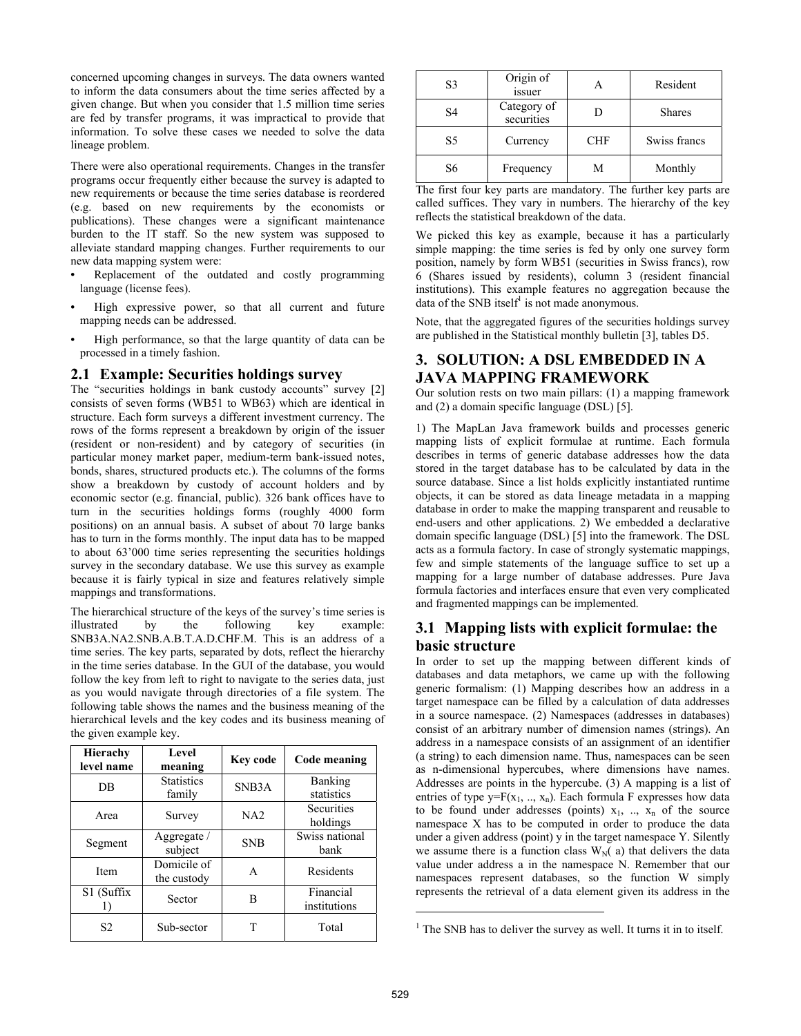concerned upcoming changes in surveys. The data owners wanted to inform the data consumers about the time series affected by a given change. But when you consider that 1.5 million time series are fed by transfer programs, it was impractical to provide that information. To solve these cases we needed to solve the data lineage problem.

There were also operational requirements. Changes in the transfer programs occur frequently either because the survey is adapted to new requirements or because the time series database is reordered (e.g. based on new requirements by the economists or publications). These changes were a significant maintenance burden to the IT staff. So the new system was supposed to alleviate standard mapping changes. Further requirements to our new data mapping system were:

- Replacement of the outdated and costly programming language (license fees).
- High expressive power, so that all current and future mapping needs can be addressed.
- High performance, so that the large quantity of data can be processed in a timely fashion.

## 2.1 Example: Securities holdings survey

The "securities holdings in bank custody accounts" survey [2] consists of seven forms (WB51 to WB63) which are identical in structure. Each form surveys a different investment currency. The rows of the forms represent a breakdown by origin of the issuer (resident or non-resident) and by category of securities (in particular money market paper, medium-term bank-issued notes, bonds, shares, structured products etc.). The columns of the forms show a breakdown by custody of account holders and by economic sector (e.g. financial, public). 326 bank offices have to turn in the securities holdings forms (roughly 4000 form positions) on an annual basis. A subset of about 70 large banks has to turn in the forms monthly. The input data has to be mapped to about 63'000 time series representing the securities holdings survey in the secondary database. We use this survey as example because it is fairly typical in size and features relatively simple mappings and transformations.

The hierarchical structure of the keys of the survey's time series is illustrated by the following key example: SNB3A.NA2.SNB.A.B.T.A.D.CHF.M. This is an address of a time series. The key parts, separated by dots, reflect the hierarchy in the time series database. In the GUI of the database, you would follow the key from left to right to navigate to the series data, just as you would navigate through directories of a file system. The following table shows the names and the business meaning of the hierarchical levels and the key codes and its business meaning of the given example key.

| Hierachy level name | Level meaning | Key code | Code meaning |
|---|---|---|---|
| DB | Statistics family | SNB3A | Banking statistics |
| Area | Survey | NA2 | Securities holdings |
| Segment | Aggregate / subject | SNB | Swiss national bank |
| Item | Domicile of the custody | A | Residents |
| S1 (Suffix 1) | Sector | B | Financial institutions |
| S2 | Sub-sector | T | Total |
| S3 | Origin of issuer | A | Resident |
| S4 | Category of securities | D | Shares |
| S5 | Currency | CHF | Swiss francs |
| S6 | Frequency | M | Monthly |

The first four key parts are mandatory. The further key parts are called suffices. They vary in numbers. The hierarchy of the key reflects the statistical breakdown of the data.

We picked this key as example, because it has a particularly simple mapping: the time series is fed by only one survey form position, namely by form WB51 (securities in Swiss francs), row 6 (Shares issued by residents), column 3 (resident financial institutions). This example features no aggregation because the data of the SNB itself[1] is not made anonymous.

Note, that the aggregated figures of the securities holdings survey are published in the Statistical monthly bulletin [3], tables D5.

# 3. SOLUTION: A DSL EMBEDDED IN A JAVA MAPPING FRAMEWORK

Our solution rests on two main pillars: (1) a mapping framework and (2) a domain specific language (DSL) [5].

1) The MapLan Java framework builds and processes generic mapping lists of explicit formulae at runtime. Each formula describes in terms of generic database addresses how the data stored in the target database has to be calculated by data in the source database. Since a list holds explicitly instantiated runtime objects, it can be stored as data lineage metadata in a mapping database in order to make the mapping transparent and reusable to end-users and other applications. 2) We embedded a declarative domain specific language (DSL) [5] into the framework. The DSL acts as a formula factory. In case of strongly systematic mappings, few and simple statements of the language suffice to set up a mapping for a large number of database addresses. Pure Java formula factories and interfaces ensure that even very complicated and fragmented mappings can be implemented.

## 3.1 Mapping lists with explicit formulae: the basic structure

In order to set up the mapping between different kinds of databases and data metaphors, we came up with the following generic formalism: (1) Mapping describes how an address in a target namespace can be filled by a calculation of data addresses in a source namespace. (2) Namespaces (addresses in databases) consist of an arbitrary number of dimension names (strings). An address in a namespace consists of an assignment of an identifier (a string) to each dimension name. Thus, namespaces can be seen as n-dimensional hypercubes, where dimensions have names. Addresses are points in the hypercube. (3) A mapping is a list of entries of type $y=F(x_1, .., x_n)$. Each formula F expresses how data to be found under addresses (points) $x_1, .., x_n$ of the source namespace X has to be computed in order to produce the data under a given address (point) y in the target namespace Y. Silently we assume there is a function class $W_N(a)$ that delivers the data value under address a in the namespace N. Remember that our namespaces represent databases, so the function W simply represents the retrieval of a data element given its address in the

[1] The SNB has to deliver the survey as well. It turns it in to itself.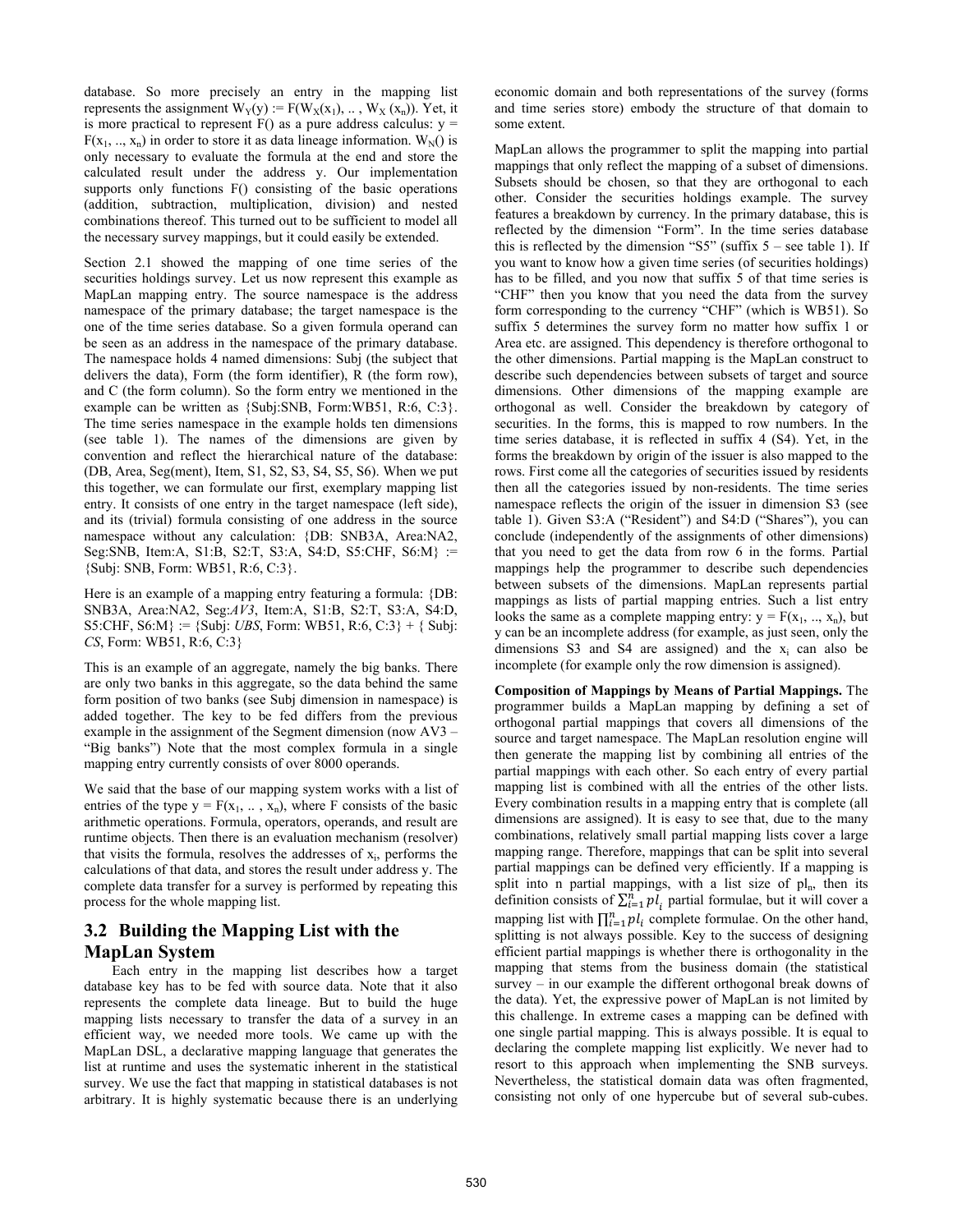database. So more precisely an entry in the mapping list represents the assignment $W_Y(y) := F(W_X(x_1), .. , W_X(x_n))$. Yet, it is more practical to represent F() as a pure address calculus: $y = F(x_1, .., x_n)$ in order to store it as data lineage information. $W_N()$ is only necessary to evaluate the formula at the end and store the calculated result under the address y. Our implementation supports only functions F() consisting of the basic operations (addition, subtraction, multiplication, division) and nested combinations thereof. This turned out to be sufficient to model all the necessary survey mappings, but it could easily be extended.

Section 2.1 showed the mapping of one time series of the securities holdings survey. Let us now represent this example as MapLan mapping entry. The source namespace is the address namespace of the primary database; the target namespace is the one of the time series database. So a given formula operand can be seen as an address in the namespace of the primary database. The namespace holds 4 named dimensions: Subj (the subject that delivers the data), Form (the form identifier), R (the form row), and C (the form column). So the form entry we mentioned in the example can be written as {Subj:SNB, Form:WB51, R:6, C:3}. The time series namespace in the example holds ten dimensions (see table 1). The names of the dimensions are given by convention and reflect the hierarchical nature of the database: (DB, Area, Seg(ment), Item, S1, S2, S3, S4, S5, S6). When we put this together, we can formulate our first, exemplary mapping list entry. It consists of one entry in the target namespace (left side), and its (trivial) formula consisting of one address in the source namespace without any calculation: {DB: SNB3A, Area:NA2, Seg:SNB, Item:A, S1:B, S2:T, S3:A, S4:D, S5:CHF, S6:M} := {Subj: SNB, Form: WB51, R:6, C:3}.

Here is an example of a mapping entry featuring a formula: {DB: SNB3A, Area:NA2, Seg:*AV3*, Item:A, S1:B, S2:T, S3:A, S4:D, S5:CHF, S6:M} := {Subj: *UBS*, Form: WB51, R:6, C:3} + { Subj: *CS*, Form: WB51, R:6, C:3}

This is an example of an aggregate, namely the big banks. There are only two banks in this aggregate, so the data behind the same form position of two banks (see Subj dimension in namespace) is added together. The key to be filled differs from the previous example in the assignment of the Segment dimension (now AV3 – "Big banks") Note that the most complex formula in a single mapping entry currently consists of over 8000 operands.

We said that the base of our mapping system works with a list of entries of the type $y = F(x_1, .. , x_n)$, where F consists of the basic arithmetic operations. Formula, operators, operands, and result are runtime objects. Then there is an evaluation mechanism (resolver) that visits the formula, resolves the addresses of $x_i$, performs the calculations of that data, and stores the result under address y. The complete data transfer for a survey is performed by repeating this process for the whole mapping list.

## 3.2 Building the Mapping List with the MapLan System

Each entry in the mapping list describes how a target database key has to be fed with source data. Note that it also represents the complete data lineage. But to build the huge mapping lists necessary to transfer the data of a survey in an efficient way, we needed more tools. We came up with the MapLan DSL, a declarative mapping language that generates the list at runtime and uses the systematic inherent in the statistical survey. We use the fact that mapping in statistical databases is not arbitrary. It is highly systematic because there is an underlying economic domain and both representations of the survey (forms and time series store) embody the structure of that domain to some extent.

MapLan allows the programmer to split the mapping into partial mappings that only reflect the mapping of a subset of dimensions. Subsets should be chosen, so that they are orthogonal to each other. Consider the securities holdings example. The survey features a breakdown by currency. In the primary database, this is reflected by the dimension "Form". In the time series database this is reflected by the dimension "S5" (suffix 5 – see table 1). If you want to know how a given time series (of securities holdings) has to be filled, and you now that suffix 5 of that time series is "CHF" then you know that you need the data from the survey form corresponding to the currency "CHF" (which is WB51). So suffix 5 determines the survey form no matter how suffix 1 or Area etc. are assigned. This dependency is therefore orthogonal to the other dimensions. Partial mapping is the MapLan construct to describe such dependencies between subsets of target and source dimensions. Other dimensions of the mapping example are orthogonal as well. Consider the breakdown by category of securities. In the forms, this is mapped to row numbers. In the time series database, it is reflected in suffix 4 (S4). Yet, in the forms the breakdown by origin of the issuer is also mapped to the rows. First come all the categories of securities issued by residents then all the categories issued by non-residents. The time series namespace reflects the origin of the issuer in dimension S3 (see table 1). Given S3:A ("Resident") and S4:D ("Shares"), you can conclude (independently of the assignments of other dimensions) that you need to get the data from row 6 in the forms. Partial mappings help the programmer to describe such dependencies between subsets of the dimensions. MapLan represents partial mappings as lists of partial mapping entries. Such a list entry looks the same as a complete mapping entry: $y = F(x_1, .., x_n)$, but y can be an incomplete address (for example, as just seen, only the dimensions S3 and S4 are assigned) and the $x_i$ can also be incomplete (for example only the row dimension is assigned).

**Composition of Mappings by Means of Partial Mappings.** The programmer builds a MapLan mapping by defining a set of orthogonal partial mappings that covers all dimensions of the source and target namespace. The MapLan resolution engine will then generate the mapping list by combining all entries of the partial mappings with each other. So each entry of every partial mapping list is combined with all the entries of the other lists. Every combination results in a mapping entry that is complete (all dimensions are assigned). It is easy to see that, due to the many combinations, relatively small partial mapping lists cover a large mapping range. Therefore, mappings that can be split into several partial mappings can be defined very efficiently. If a mapping is split into n partial mappings, with a list size of $pl_n$, then its definition consists of $\sum_{i=1}^{n} pl_i$ partial formulae, but it will cover a mapping list with $\prod_{i=1}^{n} pl_i$ complete formulae. On the other hand, splitting is not always possible. Key to the success of designing efficient partial mappings is whether there is orthogonality in the mapping that stems from the business domain (the statistical survey – in our example the different orthogonal break downs of the data). Yet, the expressive power of MapLan is not limited by this challenge. In extreme cases a mapping can be defined with one single partial mapping. This is always possible. It is equal to declaring the complete mapping list explicitly. We never had to resort to this approach when implementing the SNB surveys. Nevertheless, the statistical domain data was often fragmented, consisting not only of one hypercube but of several sub-cubes.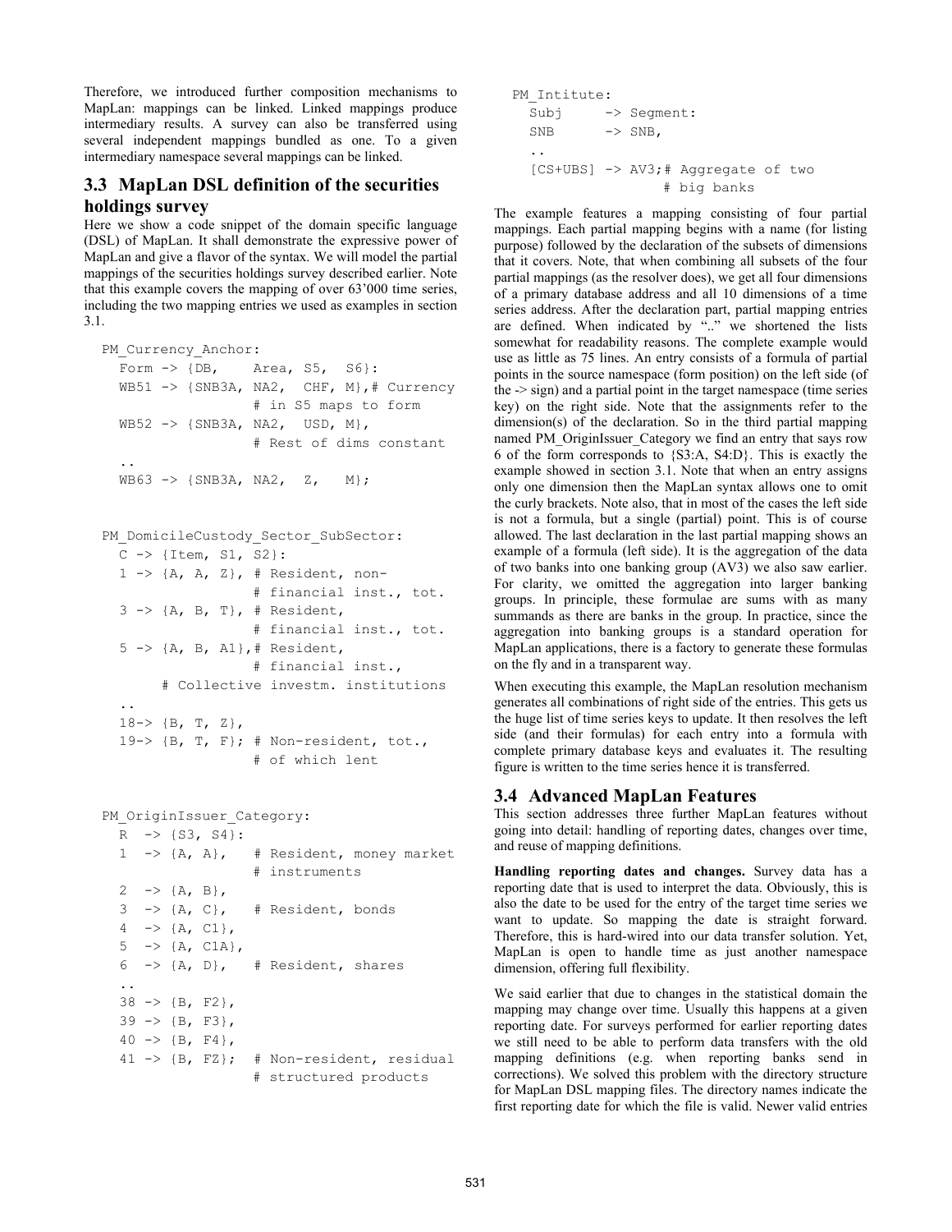Therefore, we introduced further composition mechanisms to MapLan: mappings can be linked. Linked mappings produce intermediary results. A survey can also be transferred using several independent mappings bundled as one. To a given intermediary namespace several mappings can be linked.

## 3.3 MapLan DSL definition of the securities holdings survey

Here we show a code snippet of the domain specific language (DSL) of MapLan. It shall demonstrate the expressive power of MapLan and give a flavor of the syntax. We will model the partial mappings of the securities holdings survey described earlier. Note that this example covers the mapping of over 63'000 time series, including the two mapping entries we used as examples in section 3.1.

```
PM_Currency_Anchor:
  Form -> {DB,    Area, S5,  S6}:
  WB51 -> {SNB3A, NA2,  CHF, M},# Currency
                  # in S5 maps to form
  WB52 -> {SNB3A, NA2,  USD, M},
                  # Rest of dims constant
  ..
  WB63 -> {SNB3A, NA2,  Z,   M};


PM_DomicileCustody_Sector_SubSector:
  C -> {Item, S1, S2}:
  1 -> {A, A, Z}, # Resident, non-
                  # financial inst., tot.
  3 -> {A, B, T}, # Resident,
                  # financial inst., tot.
  5 -> {A, B, A1},# Resident,
                  # financial inst.,
      # Collective investm. institutions
  ..
  18-> {B, T, Z},
  19-> {B, T, F}; # Non-resident, tot.,
                  # of which lent


PM_OriginIssuer_Category:
  R  -> {S3, S4}:
  1  -> {A, A},   # Resident, money market
                  # instruments
  2  -> {A, B},
  3  -> {A, C},   # Resident, bonds
  4  -> {A, C1},
  5  -> {A, C1A},
  6  -> {A, D},   # Resident, shares
  ..
  38 -> {B, F2},
  39 -> {B, F3},
  40 -> {B, F4},
  41 -> {B, FZ};  # Non-resident, residual
                  # structured products

PM_Intitute:
  Subj     -> Segment:
  SNB      -> SNB,
  ..
  [CS+UBS] -> AV3;# Aggregate of two
                  # big banks
```

The example features a mapping consisting of four partial mappings. Each partial mapping begins with a name (for listing purpose) followed by the declaration of the subsets of dimensions that it covers. Note, that when combining all subsets of the four partial mappings (as the resolver does), we get all four dimensions of a primary database address and all 10 dimensions of a time series address. After the declaration part, partial mapping entries are defined. When indicated by ".." we shortened the lists somewhat for readability reasons. The complete example would use as little as 75 lines. An entry consists of a formula of partial points in the source namespace (form position) on the left side (of the -> sign) and a partial point in the target namespace (time series key) on the right side. Note that the assignments refer to the dimension(s) of the declaration. So in the third partial mapping named PM_OriginIssuer_Category we find an entry that says row 6 of the form corresponds to {S3:A, S4:D}. This is exactly the example showed in section 3.1. Note that when an entry assigns only one dimension then the MapLan syntax allows one to omit the curly brackets. Note also, that in most of the cases the left side is not a formula, but a single (partial) point. This is of course allowed. The last declaration in the last partial mapping shows an example of a formula (left side). It is the aggregation of the data of two banks into one banking group (AV3) we also saw earlier. For clarity, we omitted the aggregation into larger banking groups. In principle, these formulae are sums with as many summands as there are banks in the group. In practice, since the aggregation into banking groups is a standard operation for MapLan applications, there is a factory to generate these formulas on the fly and in a transparent way.

When executing this example, the MapLan resolution mechanism generates all combinations of right side of the entries. This gets us the huge list of time series keys to update. It then resolves the left side (and their formulas) for each entry into a formula with complete primary database keys and evaluates it. The resulting figure is written to the time series hence it is transferred.

## 3.4 Advanced MapLan Features

This section addresses three further MapLan features without going into detail: handling of reporting dates, changes over time, and reuse of mapping definitions.

**Handling reporting dates and changes.** Survey data has a reporting date that is used to interpret the data. Obviously, this is also the date to be used for the entry of the target time series we want to update. So mapping the date is straight forward. Therefore, this is hard-wired into our data transfer solution. Yet, MapLan is open to handle time as just another namespace dimension, offering full flexibility.

We said earlier that due to changes in the statistical domain the mapping may change over time. Usually this happens at a given reporting date. For surveys performed for earlier reporting dates we still need to be able to perform data transfers with the old mapping definitions (e.g. when reporting banks send in corrections). We solved this problem with the directory structure for MapLan DSL mapping files. The directory names indicate the first reporting date for which the file is valid. Newer valid entries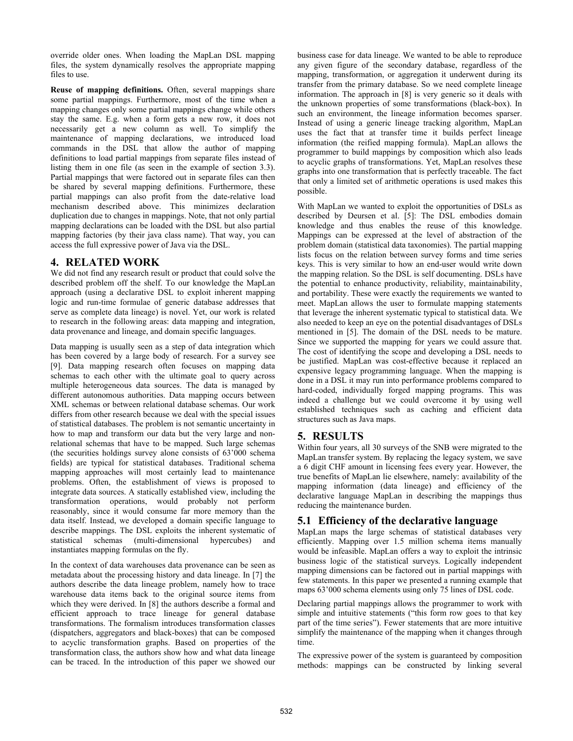override older ones. When loading the MapLan DSL mapping files, the system dynamically resolves the appropriate mapping files to use.

**Reuse of mapping definitions.** Often, several mappings share some partial mappings. Furthermore, most of the time when a mapping changes only some partial mappings change while others stay the same. E.g. when a form gets a new row, it does not necessarily get a new column as well. To simplify the maintenance of mapping declarations, we introduced load commands in the DSL that allow the author of mapping definitions to load partial mappings from separate files instead of listing them in one file (as seen in the example of section 3.3). Partial mappings that were factored out in separate files can then be shared by several mapping definitions. Furthermore, these partial mappings can also profit from the date-relative load mechanism described above. This minimizes declaration duplication due to changes in mappings. Note, that not only partial mapping declarations can be loaded with the DSL but also partial mapping factories (by their java class name). That way, you can access the full expressive power of Java via the DSL.

# 4. RELATED WORK

We did not find any research result or product that could solve the described problem off the shelf. To our knowledge the MapLan approach (using a declarative DSL to exploit inherent mapping logic and run-time formulae of generic database addresses that serve as complete data lineage) is novel. Yet, our work is related to research in the following areas: data mapping and integration, data provenance and lineage, and domain specific languages.

Data mapping is usually seen as a step of data integration which has been covered by a large body of research. For a survey see [9]. Data mapping research often focuses on mapping data schemas to each other with the ultimate goal to query across multiple heterogeneous data sources. The data is managed by different autonomous authorities. Data mapping occurs between XML schemas or between relational database schemas. Our work differs from other research because we deal with the special issues of statistical databases. The problem is not semantic uncertainty in how to map and transform our data but the very large and non-relational schemas that have to be mapped. Such large schemas (the securities holdings survey alone consists of 63'000 schema fields) are typical for statistical databases. Traditional schema mapping approaches will most certainly lead to maintenance problems. Often, the establishment of views is proposed to integrate data sources. A statically established view, including the transformation operations, would probably not perform reasonably, since it would consume far more memory than the data itself. Instead, we developed a domain specific language to describe mappings. The DSL exploits the inherent systematic of statistical schemas (multi-dimensional hypercubes) and instantiates mapping formulas on the fly.

In the context of data warehouses data provenance can be seen as metadata about the processing history and data lineage. In [7] the authors describe the data lineage problem, namely how to trace warehouse data items back to the original source items from which they were derived. In [8] the authors describe a formal and efficient approach to trace lineage for general database transformations. The formalism introduces transformation classes (dispatchers, aggregators and black-boxes) that can be composed to acyclic transformation graphs. Based on properties of the transformation class, the authors show how and what data lineage can be traced. In the introduction of this paper we showed our business case for data lineage. We wanted to be able to reproduce any given figure of the secondary database, regardless of the mapping, transformation, or aggregation it underwent during its transfer from the primary database. So we need complete lineage information. The approach in [8] is very generic so it deals with the unknown properties of some transformations (black-box). In such an environment, the lineage information becomes sparser. Instead of using a generic lineage tracking algorithm, MapLan uses the fact that at transfer time it builds perfect lineage information (the reified mapping formula). MapLan allows the programmer to build mappings by composition which also leads to acyclic graphs of transformations. Yet, MapLan resolves these graphs into one transformation that is perfectly traceable. The fact that only a limited set of arithmetic operations is used makes this possible.

With MapLan we wanted to exploit the opportunities of DSLs as described by Deursen et al. [5]: The DSL embodies domain knowledge and thus enables the reuse of this knowledge. Mappings can be expressed at the level of abstraction of the problem domain (statistical data taxonomies). The partial mapping lists focus on the relation between survey forms and time series keys. This is very similar to how an end-user would write down the mapping relation. So the DSL is self documenting. DSLs have the potential to enhance productivity, reliability, maintainability, and portability. These were exactly the requirements we wanted to meet. MapLan allows the user to formulate mapping statements that leverage the inherent systematic typical to statistical data. We also needed to keep an eye on the potential disadvantages of DSLs mentioned in [5]. The domain of the DSL needs to be mature. Since we supported the mapping for years we could assure that. The cost of identifying the scope and developing a DSL needs to be justified. MapLan was cost-effective because it replaced an expensive legacy programming language. When the mapping is done in a DSL it may run into performance problems compared to hard-coded, individually forged mapping programs. This was indeed a challenge but we could overcome it by using well established techniques such as caching and efficient data structures such as Java maps.

# 5. RESULTS

Within four years, all 30 surveys of the SNB were migrated to the MapLan transfer system. By replacing the legacy system, we save a 6 digit CHF amount in licensing fees every year. However, the true benefits of MapLan lie elsewhere, namely: availability of the mapping information (data lineage) and efficiency of the declarative language MapLan in describing the mappings thus reducing the maintenance burden.

## 5.1 Efficiency of the declarative language

MapLan maps the large schemas of statistical databases very efficiently. Mapping over 1.5 million schema items manually would be infeasible. MapLan offers a way to exploit the intrinsic business logic of the statistical surveys. Logically independent mapping dimensions can be factored out in partial mappings with few statements. In this paper we presented a running example that maps 63'000 schema elements using only 75 lines of DSL code.

Declaring partial mappings allows the programmer to work with simple and intuitive statements ("this form row goes to that key part of the time series"). Fewer statements that are more intuitive simplify the maintenance of the mapping when it changes through time.

The expressive power of the system is guaranteed by composition methods: mappings can be constructed by linking several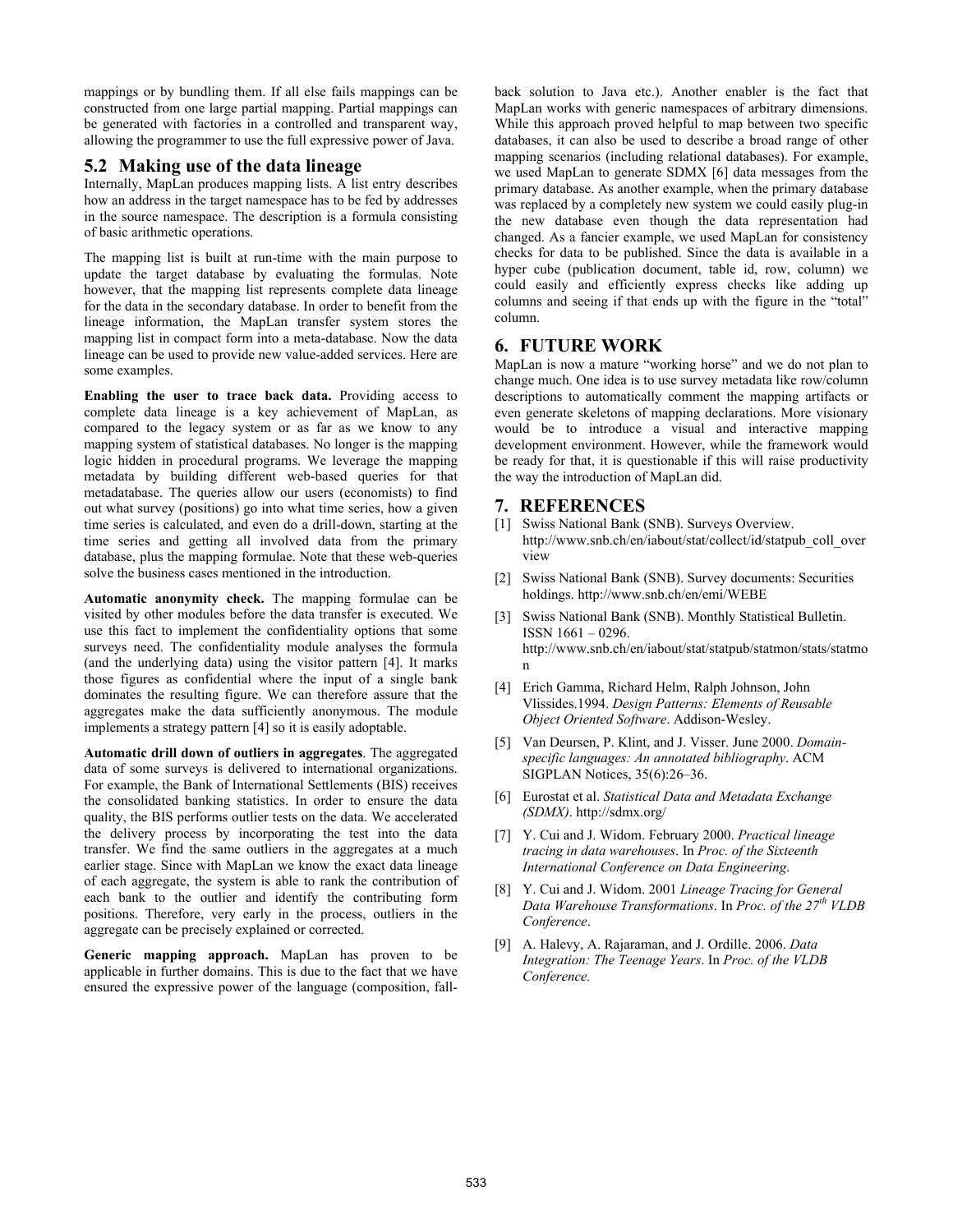mappings or by bundling them. If all else fails mappings can be constructed from one large partial mapping. Partial mappings can be generated with factories in a controlled and transparent way, allowing the programmer to use the full expressive power of Java.

## 5.2 Making use of the data lineage

Internally, MapLan produces mapping lists. A list entry describes how an address in the target namespace has to be fed by addresses in the source namespace. The description is a formula consisting of basic arithmetic operations.

The mapping list is built at run-time with the main purpose to update the target database by evaluating the formulas. Note however, that the mapping list represents complete data lineage for the data in the secondary database. In order to benefit from the lineage information, the MapLan transfer system stores the mapping list in compact form into a meta-database. Now the data lineage can be used to provide new value-added services. Here are some examples.

**Enabling the user to trace back data.** Providing access to complete data lineage is a key achievement of MapLan, as compared to the legacy system or as far as we know to any mapping system of statistical databases. No longer is the mapping logic hidden in procedural programs. We leverage the mapping metadata by building different web-based queries for that metadatabase. The queries allow our users (economists) to find out what survey (positions) go into what time series, how a given time series is calculated, and even do a drill-down, starting at the time series and getting all involved data from the primary database, plus the mapping formulae. Note that these web-queries solve the business cases mentioned in the introduction.

**Automatic anonymity check.** The mapping formulae can be visited by other modules before the data transfer is executed. We use this fact to implement the confidentiality options that some surveys need. The confidentiality module analyses the formula (and the underlying data) using the visitor pattern [4]. It marks those figures as confidential where the input of a single bank dominates the resulting figure. We can therefore assure that the aggregates make the data sufficiently anonymous. The module implements a strategy pattern [4] so it is easily adoptable.

**Automatic drill down of outliers in aggregates**. The aggregated data of some surveys is delivered to international organizations. For example, the Bank of International Settlements (BIS) receives the consolidated banking statistics. In order to ensure the data quality, the BIS performs outlier tests on the data. We accelerated the delivery process by incorporating the test into the data transfer. We find the same outliers in the aggregates at a much earlier stage. Since with MapLan we know the exact data lineage of each aggregate, the system is able to rank the contribution of each bank to the outlier and identify the contributing form positions. Therefore, very early in the process, outliers in the aggregate can be precisely explained or corrected.

**Generic mapping approach.** MapLan has proven to be applicable in further domains. This is due to the fact that we have ensured the expressive power of the language (composition, fall-back solution to Java etc.). Another enabler is the fact that MapLan works with generic namespaces of arbitrary dimensions. While this approach proved helpful to map between two specific databases, it can also be used to describe a broad range of other mapping scenarios (including relational databases). For example, we used MapLan to generate SDMX [6] data messages from the primary database. As another example, when the primary database was replaced by a completely new system we could easily plug-in the new database even though the data representation had changed. As a fancier example, we used MapLan for consistency checks for data to be published. Since the data is available in a hyper cube (publication document, table id, row, column) we could easily and efficiently express checks like adding up columns and seeing if that ends up with the figure in the "total" column.

# 6. FUTURE WORK

MapLan is now a mature "working horse" and we do not plan to change much. One idea is to use survey metadata like row/column descriptions to automatically comment the mapping artifacts or even generate skeletons of mapping declarations. More visionary would be to introduce a visual and interactive mapping development environment. However, while the framework would be ready for that, it is questionable if this will raise productivity the way the introduction of MapLan did.

# 7. REFERENCES

[1] Swiss National Bank (SNB). Surveys Overview. http://www.snb.ch/en/iabout/stat/collect/id/statpub_coll_overview

[2] Swiss National Bank (SNB). Survey documents: Securities holdings. http://www.snb.ch/en/emi/WEBE

[3] Swiss National Bank (SNB). Monthly Statistical Bulletin. ISSN 1661 – 0296. http://www.snb.ch/en/iabout/stat/statpub/statmon/stats/statmon

[4] Erich Gamma, Richard Helm, Ralph Johnson, John Vlissides.1994. *Design Patterns: Elements of Reusable Object Oriented Software*. Addison-Wesley.

[5] Van Deursen, P. Klint, and J. Visser. June 2000. *Domain-specific languages: An annotated bibliography*. ACM SIGPLAN Notices, 35(6):26–36.

[6] Eurostat et al. *Statistical Data and Metadata Exchange (SDMX)*. http://sdmx.org/

[7] Y. Cui and J. Widom. February 2000. *Practical lineage tracing in data warehouses*. In *Proc. of the Sixteenth International Conference on Data Engineering*.

[8] Y. Cui and J. Widom. 2001 *Lineage Tracing for General Data Warehouse Transformations*. In *Proc. of the 27th VLDB Conference*.

[9] A. Halevy, A. Rajaraman, and J. Ordille. 2006. *Data Integration: The Teenage Years*. In *Proc. of the VLDB Conference.*